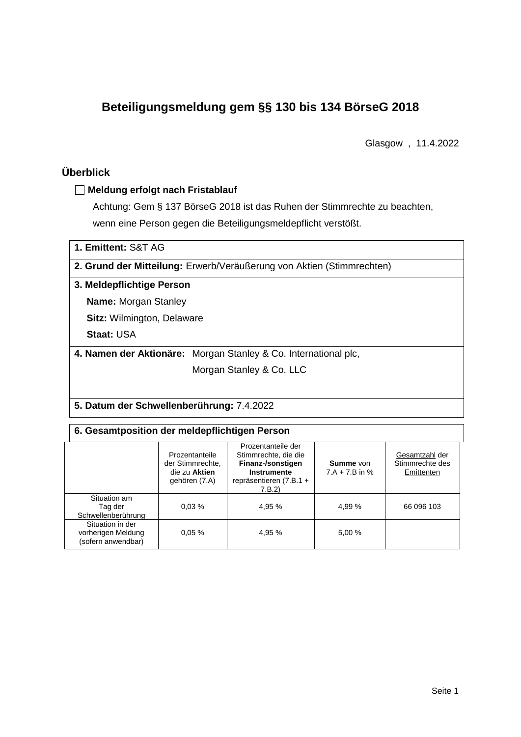# Beteiligungsmeldung gem §§ 130 bis 134 BörseG 2018

Glasgow , 11.4.2022

## Überblick

☐ **Meldung erfolgt nach Fristablauf**

Achtung: Gem § 137 BörseG 2018 ist das Ruhen der Stimmrechte zu beachten, wenn eine Person gegen die Beteiligungsmeldepflicht verstößt.

**1. Emittent:** S&T AG

**2. Grund der Mitteilung:** Erwerb/Veräußerung von Aktien (Stimmrechten)

**3. Meldepflichtige Person**

**Name:** Morgan Stanley

**Sitz:** Wilmington, Delaware

**Staat:** USA

**4. Namen der Aktionäre:** Morgan Stanley & Co. International plc, Morgan Stanley & Co. LLC

**5. Datum der Schwellenberührung:** 7.4.2022

**6. Gesamtposition der meldepflichtigen Person**

| | Prozentanteile der Stimmrechte, die zu **Aktien** gehören (7.A) | Prozentanteile der Stimmrechte, die die **Finanz-/sonstigen Instrumente** repräsentieren (7.B.1 + 7.B.2) | **Summe** von 7.A + 7.B in % | Gesamtzahl der Stimmrechte des Emittenten |
|---|---|---|---|---|
| Situation am Tag der Schwellenberührung | 0,03 % | 4,95 % | 4,99 % | 66 096 103 |
| Situation in der vorherigen Meldung (sofern anwendbar) | 0,05 % | 4,95 % | 5,00 % | |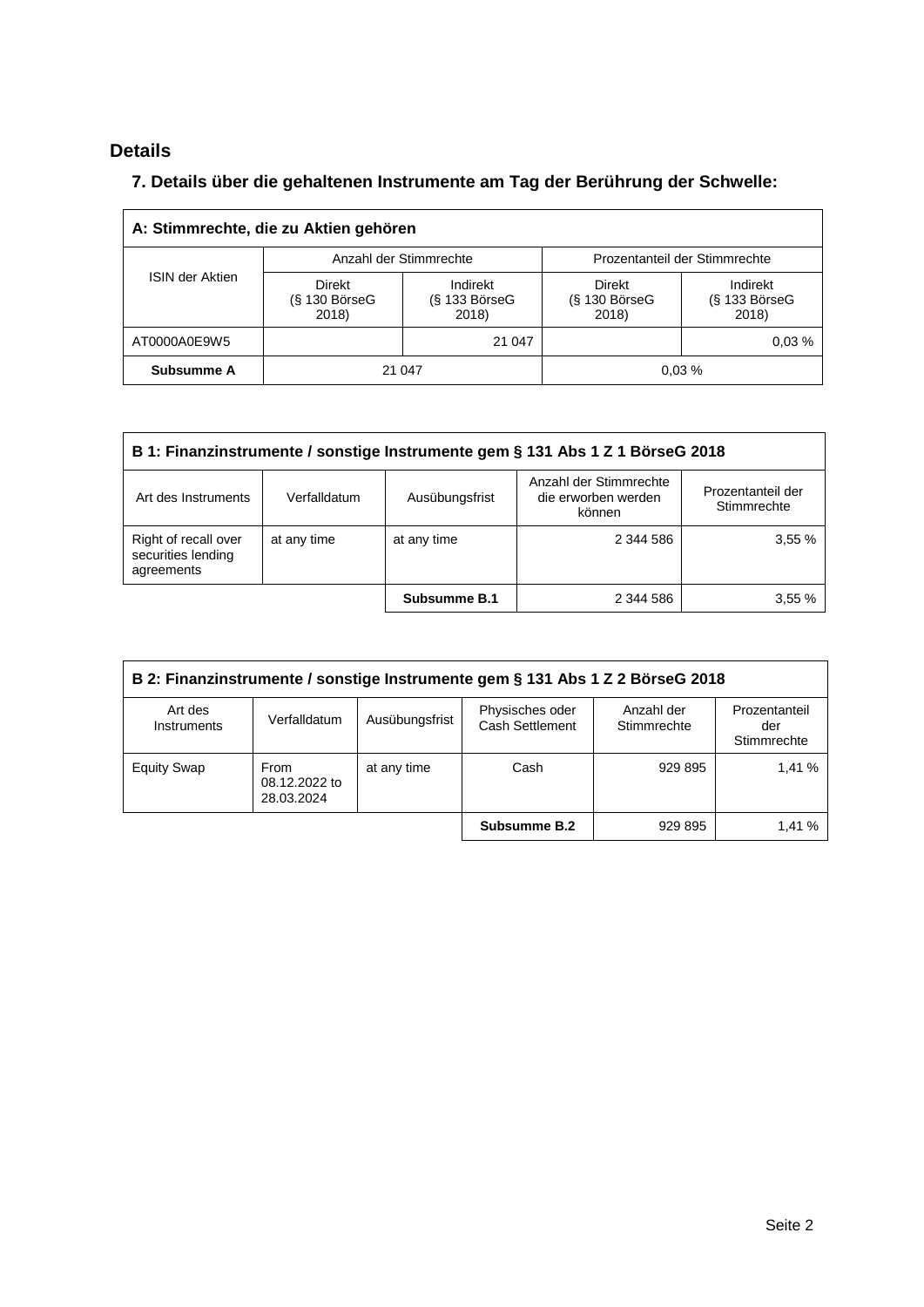## Details

### 7. Details über die gehaltenen Instrumente am Tag der Berührung der Schwelle:

| A: Stimmrechte, die zu Aktien gehören | | | | |
|---|---|---|---|---|
| ISIN der Aktien | Anzahl der Stimmrechte | | Prozentanteil der Stimmrechte | |
| | Direkt (§ 130 BörseG 2018) | Indirekt (§ 133 BörseG 2018) | Direkt (§ 130 BörseG 2018) | Indirekt (§ 133 BörseG 2018) |
| AT0000A0E9W5 | | 21 047 | | 0,03 % |
| **Subsumme A** | 21 047 | | 0,03 % | |

| B 1: Finanzinstrumente / sonstige Instrumente gem § 131 Abs 1 Z 1 BörseG 2018 | | | | |
|---|---|---|---|---|
| Art des Instruments | Verfalldatum | Ausübungsfrist | Anzahl der Stimmrechte die erworben werden können | Prozentanteil der Stimmrechte |
| Right of recall over securities lending agreements | at any time | at any time | 2 344 586 | 3,55 % |
| | | **Subsumme B.1** | 2 344 586 | 3,55 % |

| B 2: Finanzinstrumente / sonstige Instrumente gem § 131 Abs 1 Z 2 BörseG 2018 | | | | | |
|---|---|---|---|---|---|
| Art des Instruments | Verfalldatum | Ausübungsfrist | Physisches oder Cash Settlement | Anzahl der Stimmrechte | Prozentanteil der Stimmrechte |
| Equity Swap | From 08.12.2022 to 28.03.2024 | at any time | Cash | 929 895 | 1,41 % |
| | | | **Subsumme B.2** | 929 895 | 1,41 % |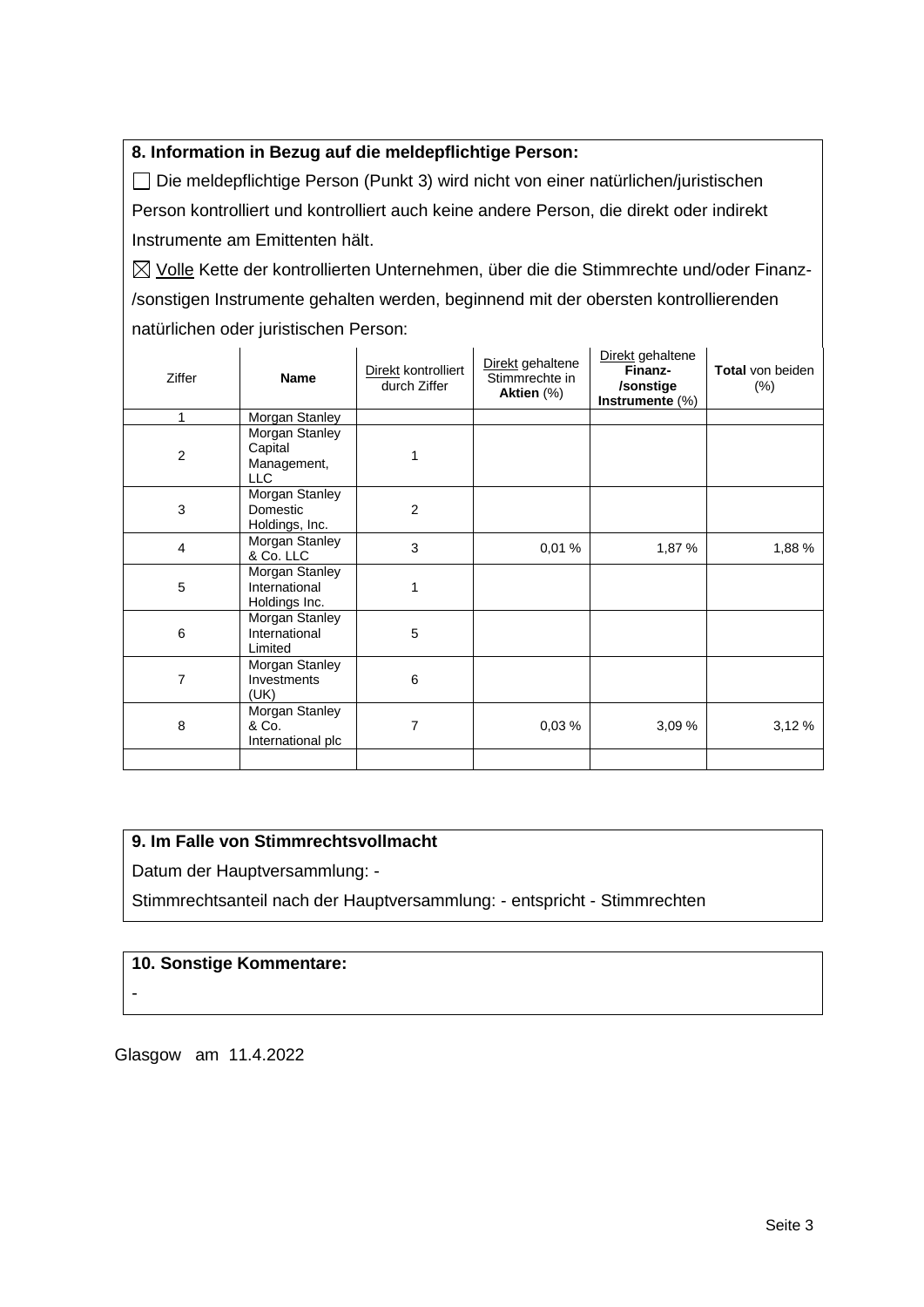**8. Information in Bezug auf die meldepflichtige Person:**

☐ Die meldepflichtige Person (Punkt 3) wird nicht von einer natürlichen/juristischen Person kontrolliert und kontrolliert auch keine andere Person, die direkt oder indirekt Instrumente am Emittenten hält.

☒ Volle Kette der kontrollierten Unternehmen, über die die Stimmrechte und/oder Finanz-/sonstigen Instrumente gehalten werden, beginnend mit der obersten kontrollierenden natürlichen oder juristischen Person:

| Ziffer | **Name** | Direkt kontrolliert durch Ziffer | Direkt gehaltene Stimmrechte in **Aktien** (%) | Direkt gehaltene **Finanz-/sonstige Instrumente** (%) | **Total** von beiden (%) |
|---|---|---|---|---|---|
| 1 | Morgan Stanley | | | | |
| 2 | Morgan Stanley Capital Management, LLC | 1 | | | |
| 3 | Morgan Stanley Domestic Holdings, Inc. | 2 | | | |
| 4 | Morgan Stanley & Co. LLC | 3 | 0,01 % | 1,87 % | 1,88 % |
| 5 | Morgan Stanley International Holdings Inc. | 1 | | | |
| 6 | Morgan Stanley International Limited | 5 | | | |
| 7 | Morgan Stanley Investments (UK) | 6 | | | |
| 8 | Morgan Stanley & Co. International plc | 7 | 0,03 % | 3,09 % | 3,12 % |
| | | | | | |

**9. Im Falle von Stimmrechtsvollmacht**

Datum der Hauptversammlung: -

Stimmrechtsanteil nach der Hauptversammlung: - entspricht - Stimmrechten

**10. Sonstige Kommentare:**

-

Glasgow am 11.4.2022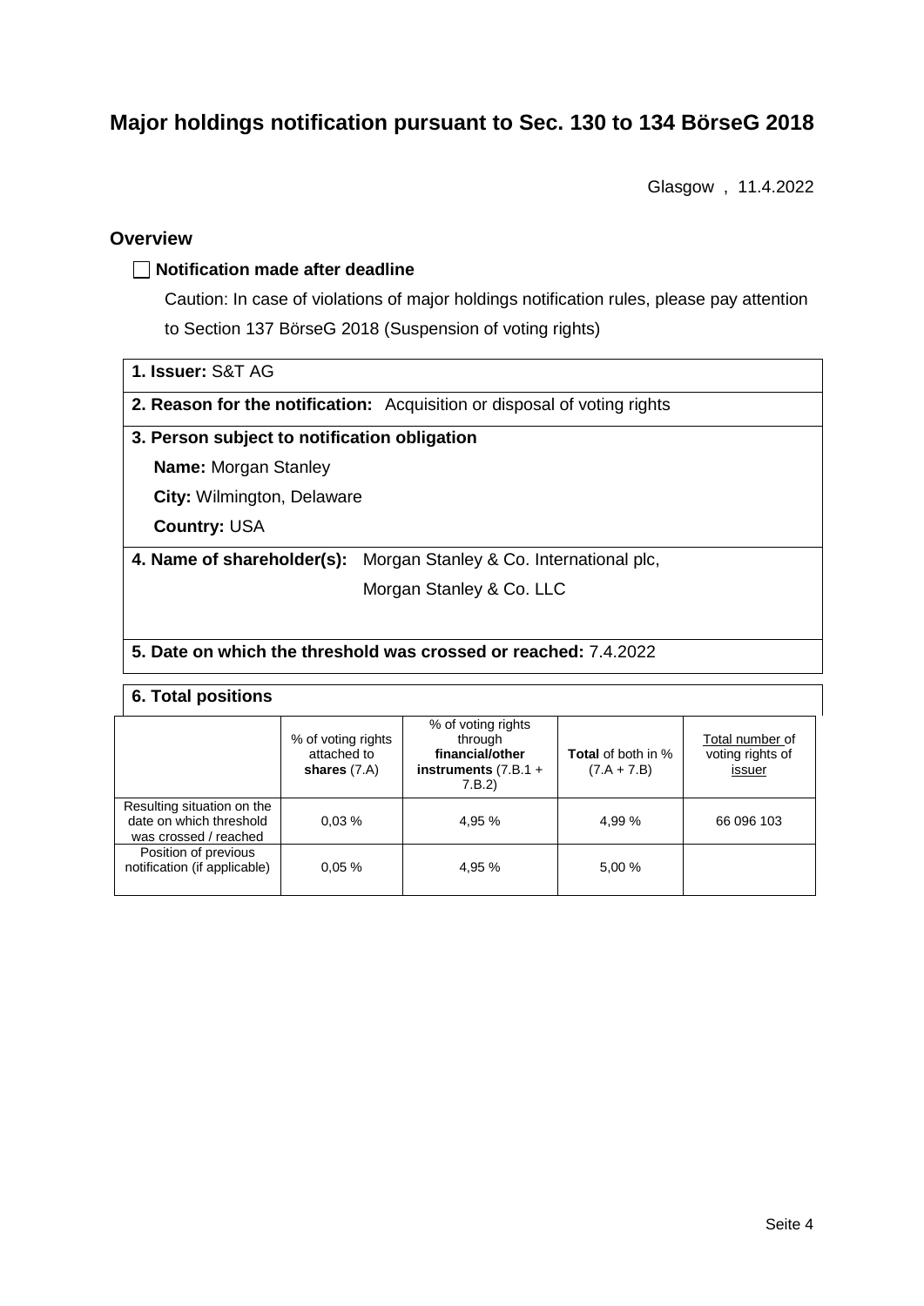# Major holdings notification pursuant to Sec. 130 to 134 BörseG 2018

Glasgow , 11.4.2022

## Overview

☐ **Notification made after deadline**

Caution: In case of violations of major holdings notification rules, please pay attention to Section 137 BörseG 2018 (Suspension of voting rights)

**1. Issuer:** S&T AG

**2. Reason for the notification:** Acquisition or disposal of voting rights

**3. Person subject to notification obligation**

**Name:** Morgan Stanley

**City:** Wilmington, Delaware

**Country:** USA

**4. Name of shareholder(s):** Morgan Stanley & Co. International plc, Morgan Stanley & Co. LLC

**5. Date on which the threshold was crossed or reached:** 7.4.2022

**6. Total positions**

| | % of voting rights attached to **shares** (7.A) | % of voting rights through **financial/other instruments** (7.B.1 + 7.B.2) | **Total** of both in % (7.A + 7.B) | Total number of voting rights of issuer |
|---|---|---|---|---|
| Resulting situation on the date on which threshold was crossed / reached | 0,03 % | 4,95 % | 4,99 % | 66 096 103 |
| Position of previous notification (if applicable) | 0,05 % | 4,95 % | 5,00 % | |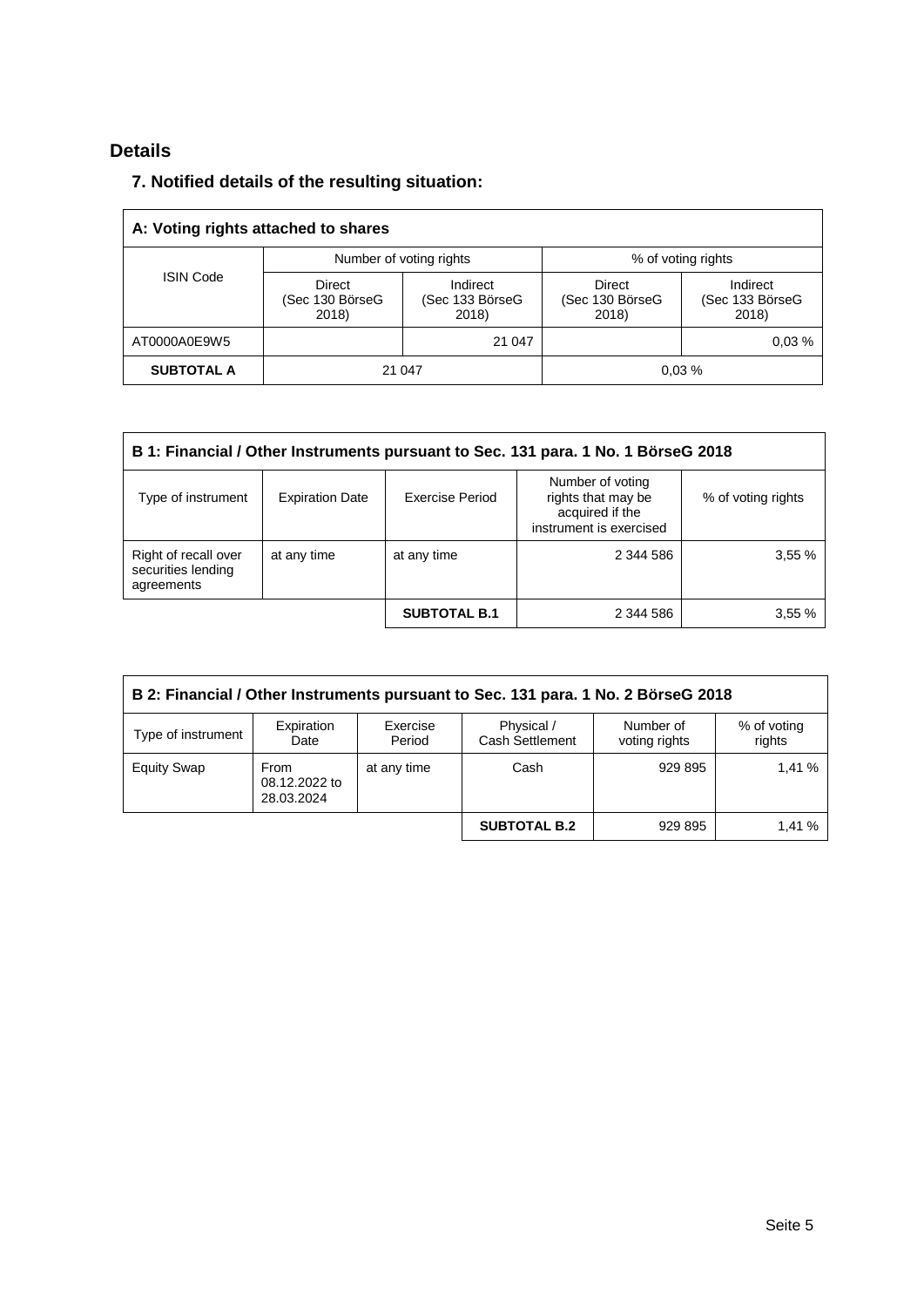## Details

### 7. Notified details of the resulting situation:

| A: Voting rights attached to shares | | | | |
|---|---|---|---|---|
| ISIN Code | Number of voting rights | | % of voting rights | |
| | Direct (Sec 130 BörseG 2018) | Indirect (Sec 133 BörseG 2018) | Direct (Sec 130 BörseG 2018) | Indirect (Sec 133 BörseG 2018) |
| AT0000A0E9W5 | | 21 047 | | 0,03 % |
| **SUBTOTAL A** | 21 047 | | 0,03 % | |

| B 1: Financial / Other Instruments pursuant to Sec. 131 para. 1 No. 1 BörseG 2018 | | | | |
|---|---|---|---|---|
| Type of instrument | Expiration Date | Exercise Period | Number of voting rights that may be acquired if the instrument is exercised | % of voting rights |
| Right of recall over securities lending agreements | at any time | at any time | 2 344 586 | 3,55 % |
| | | **SUBTOTAL B.1** | 2 344 586 | 3,55 % |

| B 2: Financial / Other Instruments pursuant to Sec. 131 para. 1 No. 2 BörseG 2018 | | | | | |
|---|---|---|---|---|---|
| Type of instrument | Expiration Date | Exercise Period | Physical / Cash Settlement | Number of voting rights | % of voting rights |
| Equity Swap | From 08.12.2022 to 28.03.2024 | at any time | Cash | 929 895 | 1,41 % |
| | | | **SUBTOTAL B.2** | 929 895 | 1,41 % |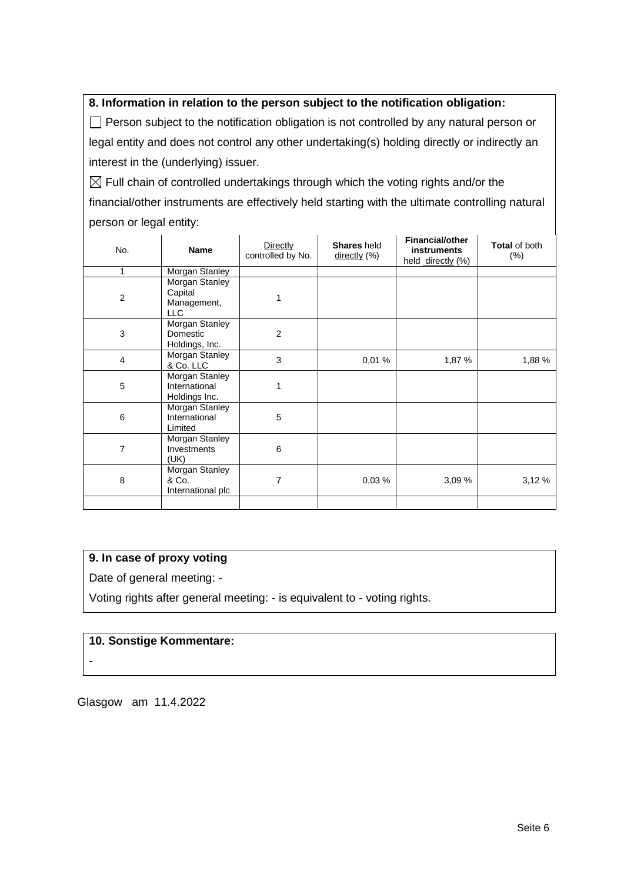**8. Information in relation to the person subject to the notification obligation:**

☐ Person subject to the notification obligation is not controlled by any natural person or legal entity and does not control any other undertaking(s) holding directly or indirectly an interest in the (underlying) issuer.

☒ Full chain of controlled undertakings through which the voting rights and/or the financial/other instruments are effectively held starting with the ultimate controlling natural person or legal entity:

| No. | Name | Directly controlled by No. | Shares held directly (%) | Financial/other instruments held directly (%) | Total of both (%) |
|---|---|---|---|---|---|
| 1 | Morgan Stanley | | | | |
| 2 | Morgan Stanley Capital Management, LLC | 1 | | | |
| 3 | Morgan Stanley Domestic Holdings, Inc. | 2 | | | |
| 4 | Morgan Stanley & Co. LLC | 3 | 0,01 % | 1,87 % | 1,88 % |
| 5 | Morgan Stanley International Holdings Inc. | 1 | | | |
| 6 | Morgan Stanley International Limited | 5 | | | |
| 7 | Morgan Stanley Investments (UK) | 6 | | | |
| 8 | Morgan Stanley & Co. International plc | 7 | 0,03 % | 3,09 % | 3,12 % |
| | | | | | |

**9. In case of proxy voting**

Date of general meeting: -

Voting rights after general meeting: - is equivalent to - voting rights.

**10. Sonstige Kommentare:**

-

Glasgow am 11.4.2022